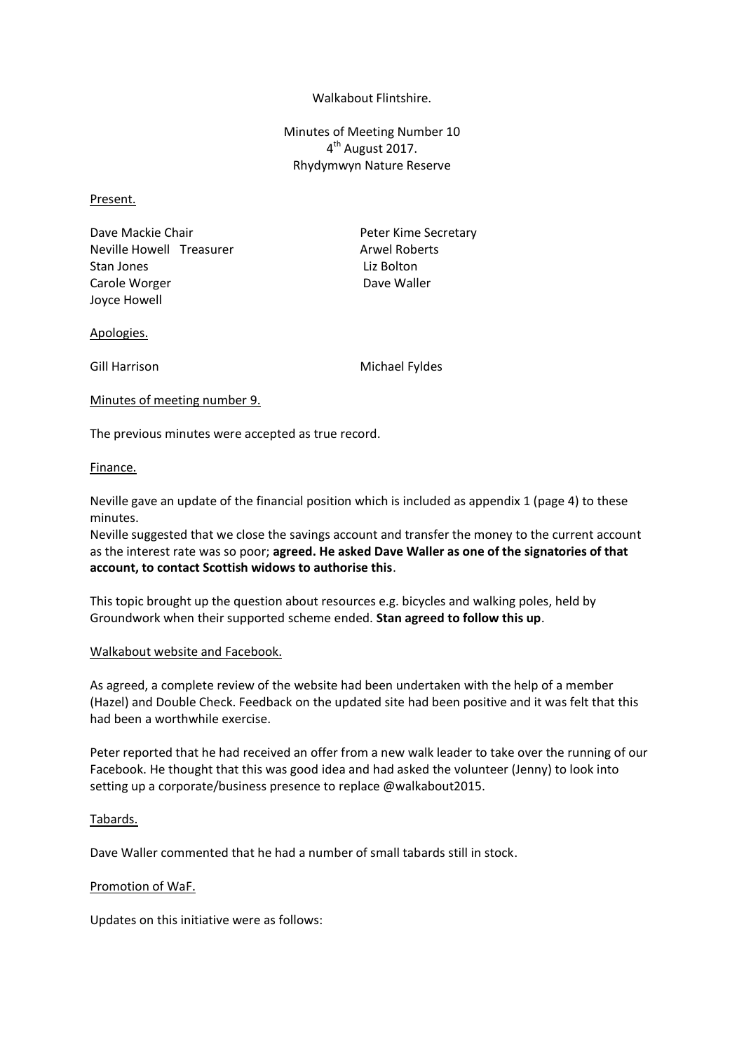Walkabout Flintshire.

Minutes of Meeting Number 10
4th August 2017.
Rhydymwyn Nature Reserve

Present.

Dave Mackie Chair
Peter Kime Secretary
Neville Howell Treasurer
Arwel Roberts
Stan Jones
Liz Bolton
Carole Worger
Dave Waller
Joyce Howell

Apologies.

Gill Harrison
Michael Fyldes

Minutes of meeting number 9.

The previous minutes were accepted as true record.

Finance.

Neville gave an update of the financial position which is included as appendix 1 (page 4) to these minutes.

Neville suggested that we close the savings account and transfer the money to the current account as the interest rate was so poor; **agreed. He asked Dave Waller as one of the signatories of that account, to contact Scottish widows to authorise this**.

This topic brought up the question about resources e.g. bicycles and walking poles, held by Groundwork when their supported scheme ended. **Stan agreed to follow this up**.

Walkabout website and Facebook.

As agreed, a complete review of the website had been undertaken with the help of a member (Hazel) and Double Check. Feedback on the updated site had been positive and it was felt that this had been a worthwhile exercise.

Peter reported that he had received an offer from a new walk leader to take over the running of our Facebook. He thought that this was good idea and had asked the volunteer (Jenny) to look into setting up a corporate/business presence to replace @walkabout2015.

Tabards.

Dave Waller commented that he had a number of small tabards still in stock.

Promotion of WaF.

Updates on this initiative were as follows: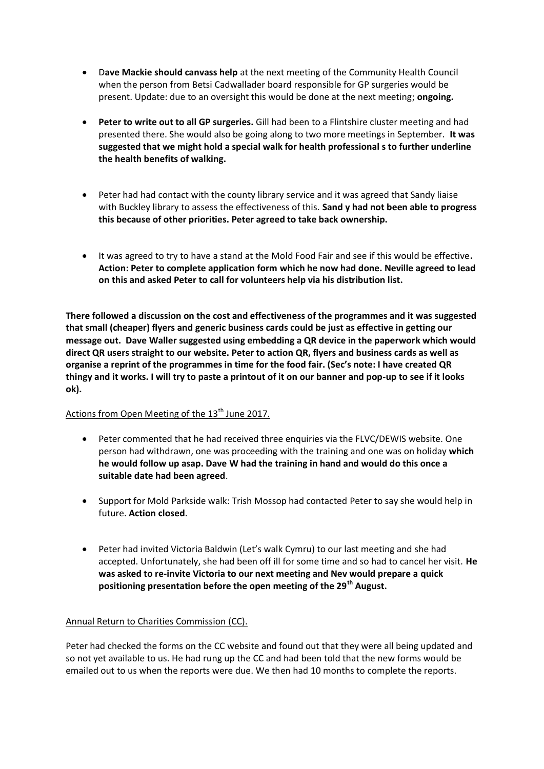- D**ave Mackie should canvass help** at the next meeting of the Community Health Council when the person from Betsi Cadwallader board responsible for GP surgeries would be present. Update: due to an oversight this would be done at the next meeting; **ongoing.**

- **Peter to write out to all GP surgeries.** Gill had been to a Flintshire cluster meeting and had presented there. She would also be going along to two more meetings in September. **It was suggested that we might hold a special walk for health professional s to further underline the health benefits of walking.**

- Peter had had contact with the county library service and it was agreed that Sandy liaise with Buckley library to assess the effectiveness of this. **Sand y had not been able to progress this because of other priorities. Peter agreed to take back ownership.**

- It was agreed to try to have a stand at the Mold Food Fair and see if this would be effective**. Action: Peter to complete application form which he now had done. Neville agreed to lead on this and asked Peter to call for volunteers help via his distribution list.**

**There followed a discussion on the cost and effectiveness of the programmes and it was suggested that small (cheaper) flyers and generic business cards could be just as effective in getting our message out. Dave Waller suggested using embedding a QR device in the paperwork which would direct QR users straight to our website. Peter to action QR, flyers and business cards as well as organise a reprint of the programmes in time for the food fair. (Sec's note: I have created QR thingy and it works. I will try to paste a printout of it on our banner and pop-up to see if it looks ok).**

<u>Actions from Open Meeting of the 13th June 2017.</u>

- Peter commented that he had received three enquiries via the FLVC/DEWIS website. One person had withdrawn, one was proceeding with the training and one was on holiday **which he would follow up asap. Dave W had the training in hand and would do this once a suitable date had been agreed**.

- Support for Mold Parkside walk: Trish Mossop had contacted Peter to say she would help in future. **Action closed**.

- Peter had invited Victoria Baldwin (Let's walk Cymru) to our last meeting and she had accepted. Unfortunately, she had been off ill for some time and so had to cancel her visit. **He was asked to re-invite Victoria to our next meeting and Nev would prepare a quick positioning presentation before the open meeting of the 29th August.**

<u>Annual Return to Charities Commission (CC).</u>

Peter had checked the forms on the CC website and found out that they were all being updated and so not yet available to us. He had rung up the CC and had been told that the new forms would be emailed out to us when the reports were due. We then had 10 months to complete the reports.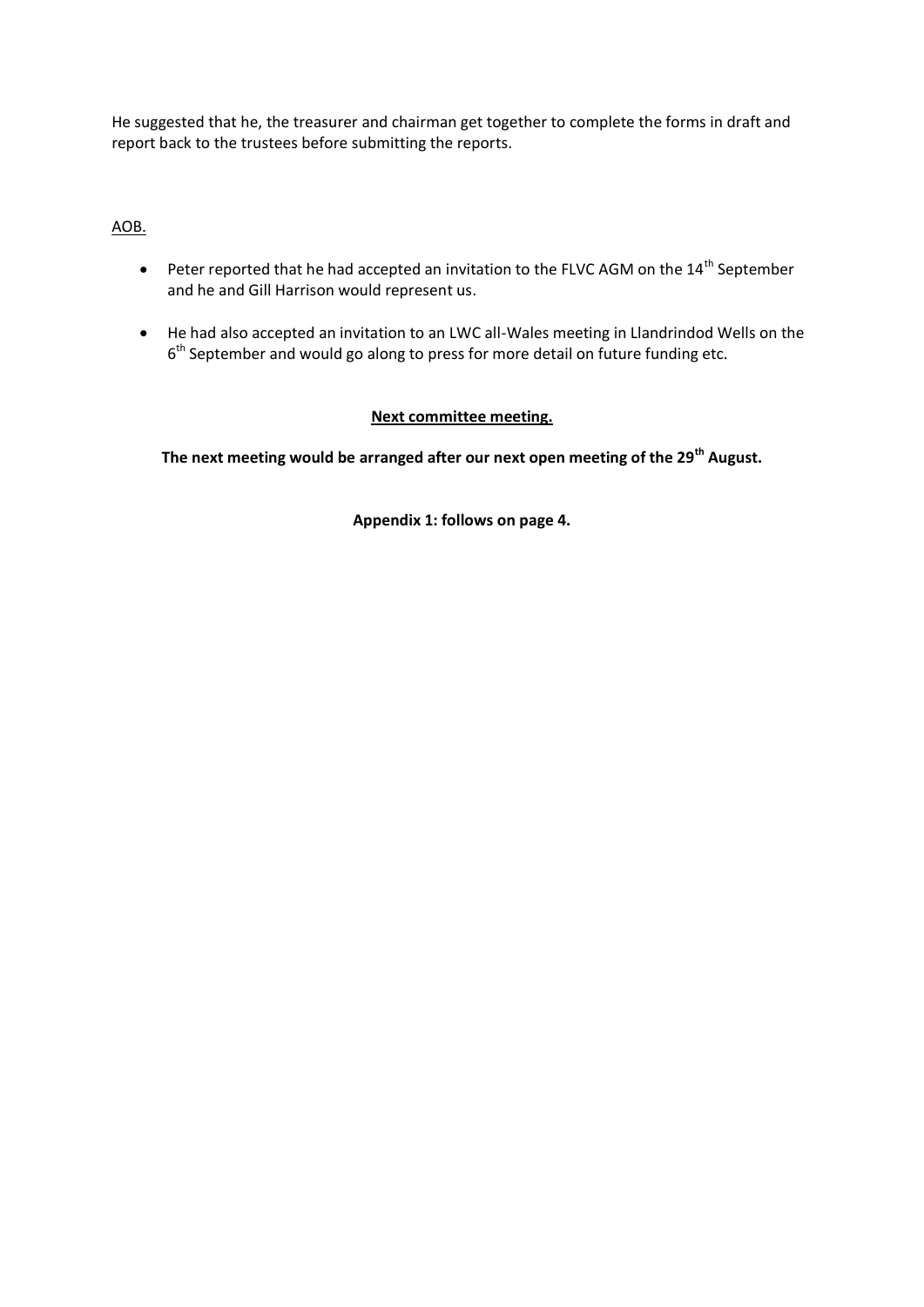He suggested that he, the treasurer and chairman get together to complete the forms in draft and report back to the trustees before submitting the reports.

AOB.

- Peter reported that he had accepted an invitation to the FLVC AGM on the 14th September and he and Gill Harrison would represent us.

- He had also accepted an invitation to an LWC all-Wales meeting in Llandrindod Wells on the 6th September and would go along to press for more detail on future funding etc.

**Next committee meeting.**

**The next meeting would be arranged after our next open meeting of the 29th August.**

**Appendix 1: follows on page 4.**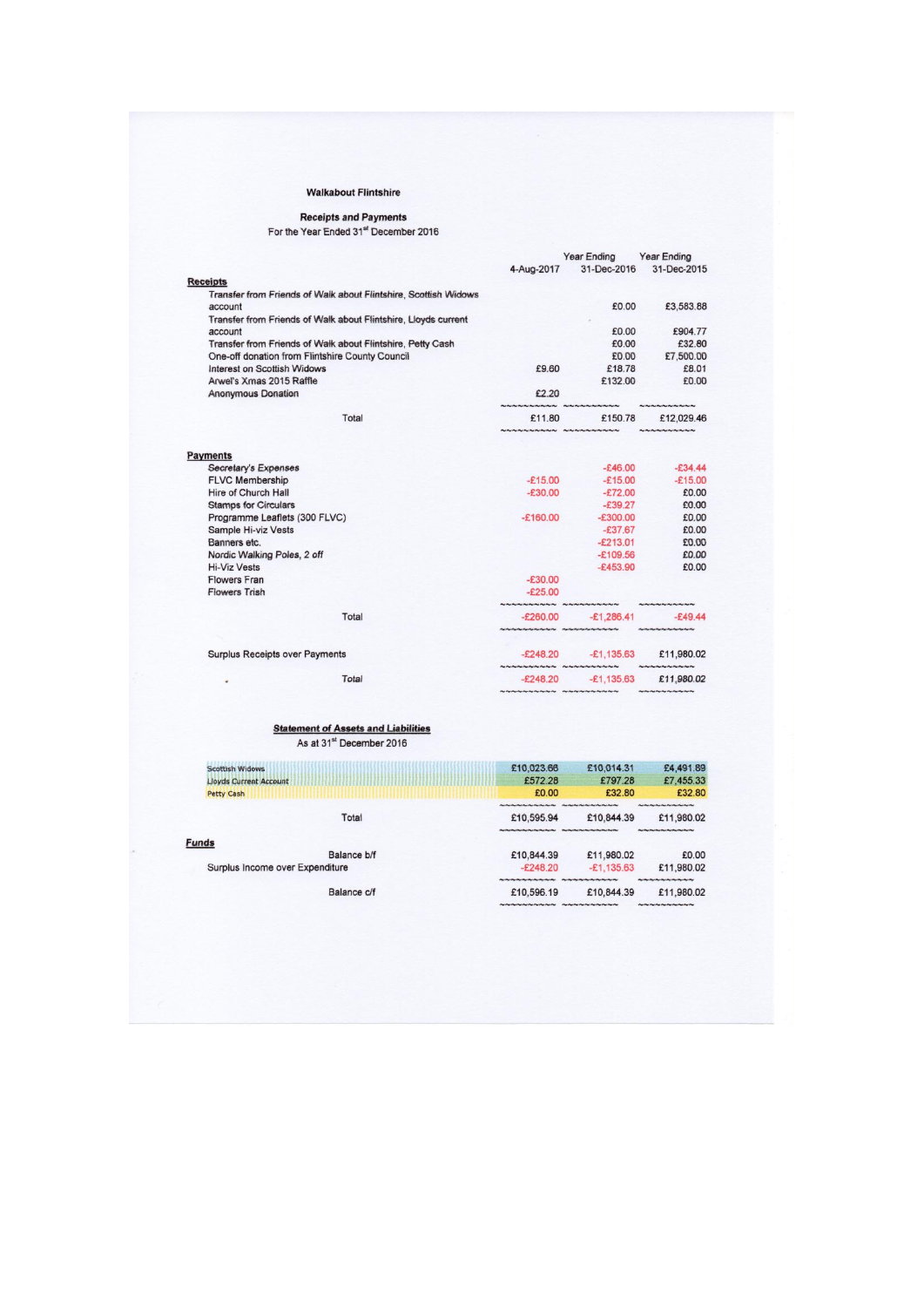**Walkabout Flintshire**

**Receipts and Payments**
For the Year Ended 31st December 2016

| | 4-Aug-2017 | Year Ending 31-Dec-2016 | Year Ending 31-Dec-2015 |
|---|---|---|---|
| **Receipts** | | | |
| *Transfer from Friends of Walk about Flintshire, Scottish Widows account* | | £0.00 | £3,583.88 |
| Transfer from Friends of Walk about Flintshire, Lloyds current account | | £0.00 | £904.77 |
| Transfer from Friends of Walk about Flintshire, Petty Cash | | £0.00 | £32.80 |
| One-off donation from Flintshire County Council | | £0.00 | £7,500.00 |
| Interest on Scottish Widows | £9.60 | £18.78 | £8.01 |
| Arwel's Xmas 2015 Raffle | | £132.00 | £0.00 |
| Anonymous Donation | £2.20 | | |
| Total | £11.80 | £150.78 | £12,029.46 |
| **Payments** | | | |
| *Secretary's Expenses* | | -£46.00 | -£34.44 |
| FLVC Membership | -£15.00 | -£15.00 | -£15.00 |
| Hire of Church Hall | -£30.00 | -£72.00 | £0.00 |
| Stamps for Circulars | | -£39.27 | £0.00 |
| Programme Leaflets (300 FLVC) | -£160.00 | -£300.00 | £0.00 |
| Sample Hi-viz Vests | | -£37.67 | £0.00 |
| Banners etc. | | -£213.01 | £0.00 |
| Nordic Walking Poles, 2 off | | -£109.56 | £0.00 |
| Hi-Viz Vests | | -£453.90 | £0.00 |
| Flowers Fran | -£30.00 | | |
| Flowers Trish | -£25.00 | | |
| Total | -£260.00 | -£1,286.41 | -£49.44 |
| Surplus Receipts over Payments | -£248.20 | -£1,135.63 | £11,980.02 |
| *Total* | -£248.20 | -£1,135.63 | £11,980.02 |

**Statement of Assets and Liabilities**
As at 31st December 2016

| | 4-Aug-2017 | Year Ending 31-Dec-2016 | Year Ending 31-Dec-2015 |
|---|---|---|---|
| Scottish Widows | £10,023.66 | £10,014.31 | £4,491.89 |
| Lloyds Current Account | £572.28 | £797.28 | £7,455.33 |
| Petty Cash | £0.00 | £32.80 | £32.80 |
| Total | £10,595.94 | £10,844.39 | £11,980.02 |
| **Funds** | | | |
| Balance b/f | £10,844.39 | £11,980.02 | £0.00 |
| Surplus Income over Expenditure | -£248.20 | -£1,135.63 | £11,980.02 |
| Balance c/f | £10,596.19 | £10,844.39 | £11,980.02 |